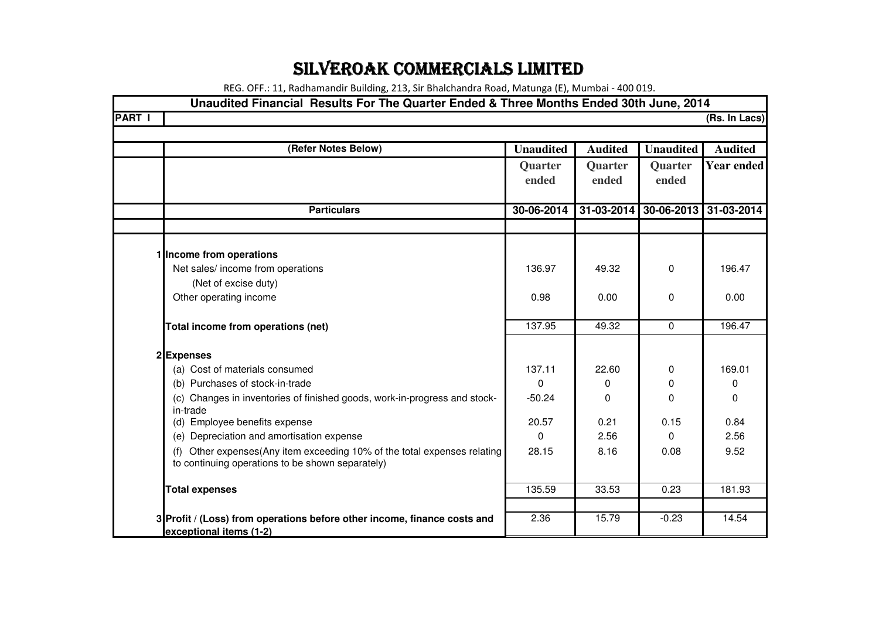# SILVEROAK COMMERCIALS LIMITED

REG. OFF.: 11, Radhamandir Building, 213, Sir Bhalchandra Road, Matunga (E), Mumbai - 400 019.

**Unaudited Financial Results For The Quarter Ended & Three Months Ended 30th June, 2014**

**PART I** **(Rs. In Lacs)**

| | (Refer Notes Below) | Unaudited | Audited | Unaudited | Audited |
|---|---|---|---|---|---|
| | | Quarter ended | Quarter ended | Quarter ended | Year ended |
| | **Particulars** | **30-06-2014** | **31-03-2014** | **30-06-2013** | **31-03-2014** |
| 1 | **Income from operations** | | | | |
| | Net sales/ income from operations (Net of excise duty) | 136.97 | 49.32 | 0 | 196.47 |
| | Other operating income | 0.98 | 0.00 | 0 | 0.00 |
| | **Total income from operations (net)** | 137.95 | 49.32 | 0 | 196.47 |
| 2 | **Expenses** | | | | |
| | (a) Cost of materials consumed | 137.11 | 22.60 | 0 | 169.01 |
| | (b) Purchases of stock-in-trade | 0 | 0 | 0 | 0 |
| | (c) Changes in inventories of finished goods, work-in-progress and stock-in-trade | -50.24 | 0 | 0 | 0 |
| | (d) Employee benefits expense | 20.57 | 0.21 | 0.15 | 0.84 |
| | (e) Depreciation and amortisation expense | 0 | 2.56 | 0 | 2.56 |
| | (f) Other expenses(Any item exceeding 10% of the total expenses relating to continuing operations to be shown separately) | 28.15 | 8.16 | 0.08 | 9.52 |
| | **Total expenses** | 135.59 | 33.53 | 0.23 | 181.93 |
| 3 | **Profit / (Loss) from operations before other income, finance costs and exceptional items (1-2)** | 2.36 | 15.79 | -0.23 | 14.54 |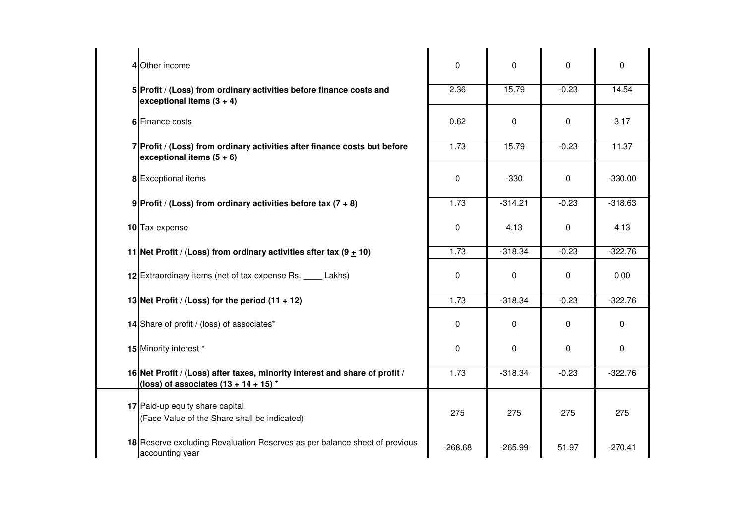| | | | | | |
|---|---|---|---|---|---|
| 4 | Other income | 0 | 0 | 0 | 0 |
| 5 | **Profit / (Loss) from ordinary activities before finance costs and exceptional items (3 + 4)** | 2.36 | 15.79 | -0.23 | 14.54 |
| 6 | Finance costs | 0.62 | 0 | 0 | 3.17 |
| 7 | **Profit / (Loss) from ordinary activities after finance costs but before exceptional items (5 + 6)** | 1.73 | 15.79 | -0.23 | 11.37 |
| 8 | Exceptional items | 0 | -330 | 0 | -330.00 |
| 9 | **Profit / (Loss) from ordinary activities before tax (7 + 8)** | 1.73 | -314.21 | -0.23 | -318.63 |
| 10 | Tax expense | 0 | 4.13 | 0 | 4.13 |
| 11 | **Net Profit / (Loss) from ordinary activities after tax (9 $\pm$ 10)** | 1.73 | -318.34 | -0.23 | -322.76 |
| 12 | Extraordinary items (net of tax expense Rs. ____ Lakhs) | 0 | 0 | 0 | 0.00 |
| 13 | **Net Profit / (Loss) for the period (11 $\pm$ 12)** | 1.73 | -318.34 | -0.23 | -322.76 |
| 14 | Share of profit / (loss) of associates* | 0 | 0 | 0 | 0 |
| 15 | Minority interest * | 0 | 0 | 0 | 0 |
| 16 | **Net Profit / (Loss) after taxes, minority interest and share of profit / (loss) of associates (13 + 14 + 15) *** | 1.73 | -318.34 | -0.23 | -322.76 |
| 17 | Paid-up equity share capital (Face Value of the Share shall be indicated) | 275 | 275 | 275 | 275 |
| 18 | Reserve excluding Revaluation Reserves as per balance sheet of previous accounting year | -268.68 | -265.99 | 51.97 | -270.41 |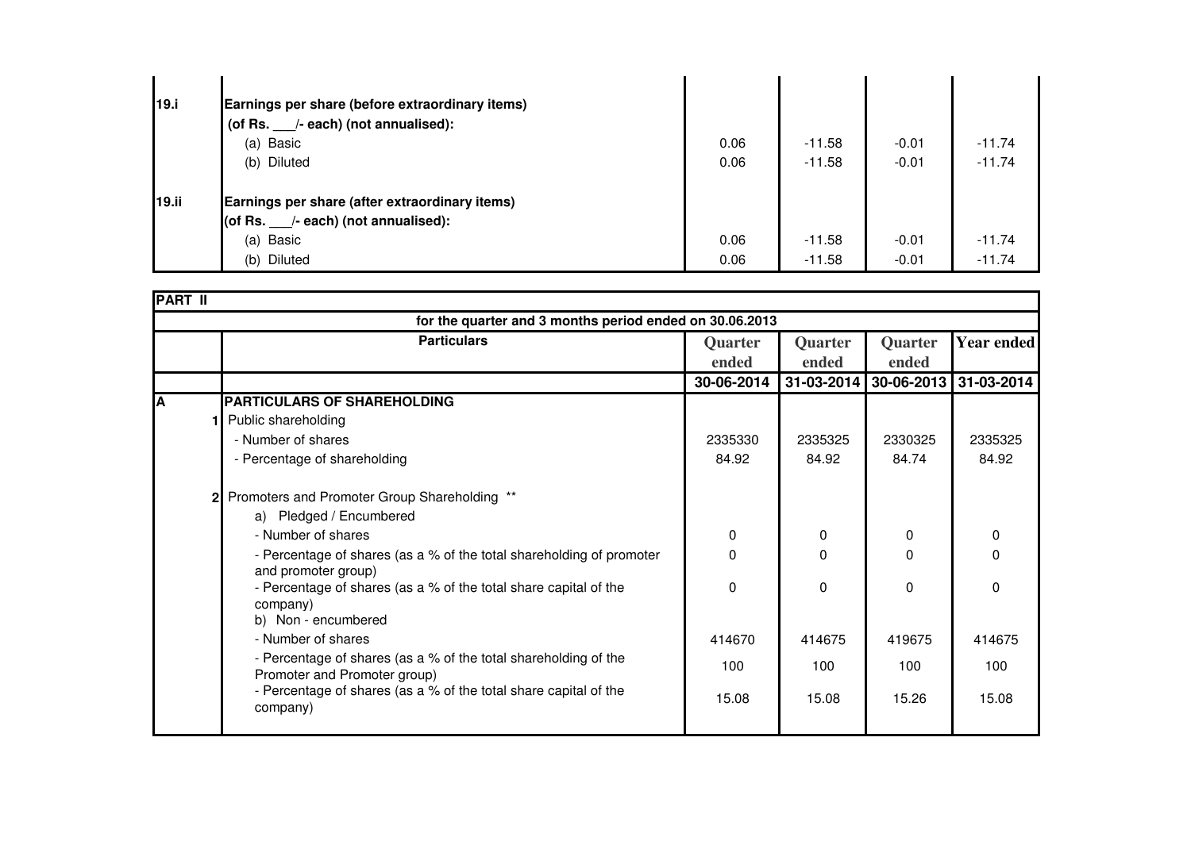| | | | | | |
|---|---|---|---|---|---|
| 19.i | **Earnings per share (before extraordinary items)** | | | | |
| | **(of Rs. ___/- each) (not annualised):** | | | | |
| | (a) Basic | 0.06 | -11.58 | -0.01 | -11.74 |
| | (b) Diluted | 0.06 | -11.58 | -0.01 | -11.74 |
| 19.ii | **Earnings per share (after extraordinary items)** | | | | |
| | **(of Rs. ___/- each) (not annualised):** | | | | |
| | (a) Basic | 0.06 | -11.58 | -0.01 | -11.74 |
| | (b) Diluted | 0.06 | -11.58 | -0.01 | -11.74 |

**PART II**

| | **for the quarter and 3 months period ended on 30.06.2013** | | | | |
|---|---|---|---|---|---|
| | **Particulars** | **Quarter ended** | **Quarter ended** | **Quarter ended** | **Year ended** |
| | | **30-06-2014** | **31-03-2014** | **30-06-2013** | **31-03-2014** |
| **A** | **PARTICULARS OF SHAREHOLDING** | | | | |
| 1 | Public shareholding | | | | |
| | - Number of shares | 2335330 | 2335325 | 2330325 | 2335325 |
| | - Percentage of shareholding | 84.92 | 84.92 | 84.74 | 84.92 |
| 2 | Promoters and Promoter Group Shareholding ** | | | | |
| | a) Pledged / Encumbered | | | | |
| | - Number of shares | 0 | 0 | 0 | 0 |
| | - Percentage of shares (as a % of the total shareholding of promoter and promoter group) | 0 | 0 | 0 | 0 |
| | - Percentage of shares (as a % of the total share capital of the company) | 0 | 0 | 0 | 0 |
| | b) Non - encumbered | | | | |
| | - Number of shares | 414670 | 414675 | 419675 | 414675 |
| | - Percentage of shares (as a % of the total shareholding of the Promoter and Promoter group) | 100 | 100 | 100 | 100 |
| | - Percentage of shares (as a % of the total share capital of the company) | 15.08 | 15.08 | 15.26 | 15.08 |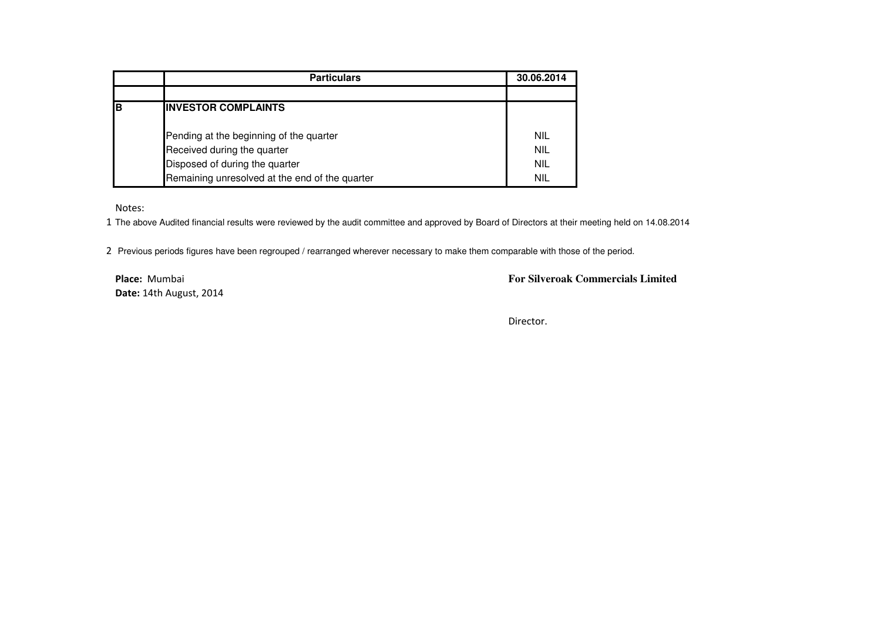| | Particulars | 30.06.2014 |
|---|---|---|
| | | |
| B | **INVESTOR COMPLAINTS** | |
| | Pending at the beginning of the quarter | NIL |
| | Received during the quarter | NIL |
| | Disposed of during the quarter | NIL |
| | Remaining unresolved at the end of the quarter | NIL |

Notes:

1 The above Audited financial results were reviewed by the audit committee and approved by Board of Directors at their meeting held on 14.08.2014

2 Previous periods figures have been regrouped / rearranged wherever necessary to make them comparable with those of the period.

**Place:** Mumbai

**Date:** 14th August, 2014

**For Silveroak Commercials Limited**

Director.